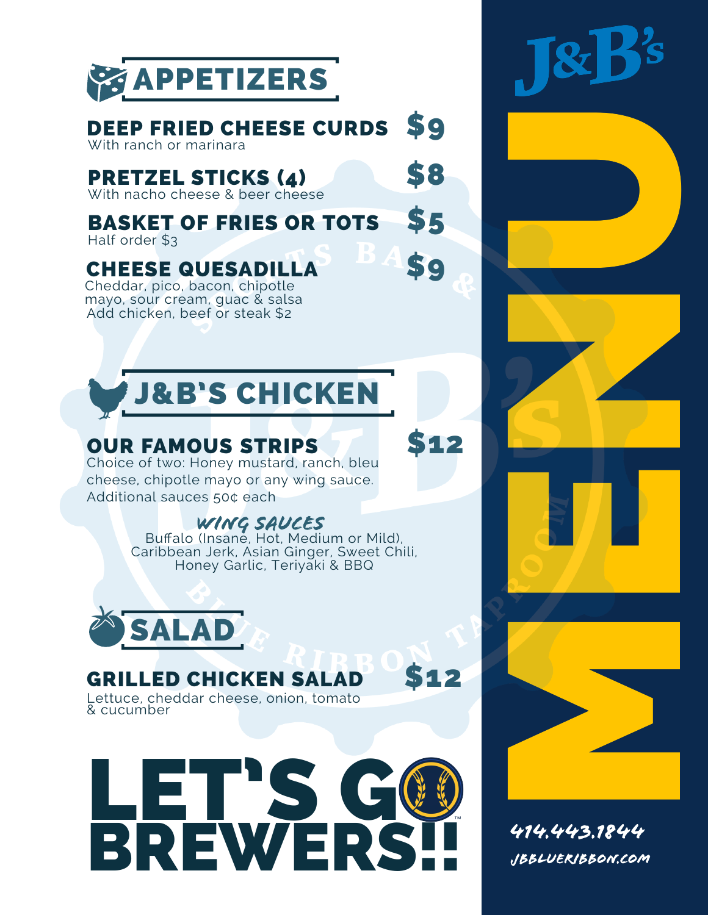# J&B's MENU

## APPETIZERS

**DEEP FRIED CHEESE CURDS** — $9
With ranch or marinara

**PRETZEL STICKS (4)** — $8
With nacho cheese & beer cheese

**BASKET OF FRIES OR TOTS** — $5
Half order $3

**CHEESE QUESADILLA** — $9
Cheddar, pico, bacon, chipotle mayo, sour cream, guac & salsa
Add chicken, beef or steak $2

## J&B'S CHICKEN

**OUR FAMOUS STRIPS** — $12
Choice of two: Honey mustard, ranch, bleu cheese, chipotle mayo or any wing sauce.
Additional sauces 50¢ each

### *WING SAUCES*

Buffalo (Insane, Hot, Medium or Mild), Caribbean Jerk, Asian Ginger, Sweet Chili, Honey Garlic, Teriyaki & BBQ

## SALAD

**GRILLED CHICKEN SALAD** — $12
Lettuce, cheddar cheese, onion, tomato & cucumber

# LET'S GO BREWERS!!

414.443.1844
JBBLUERIBBON.COM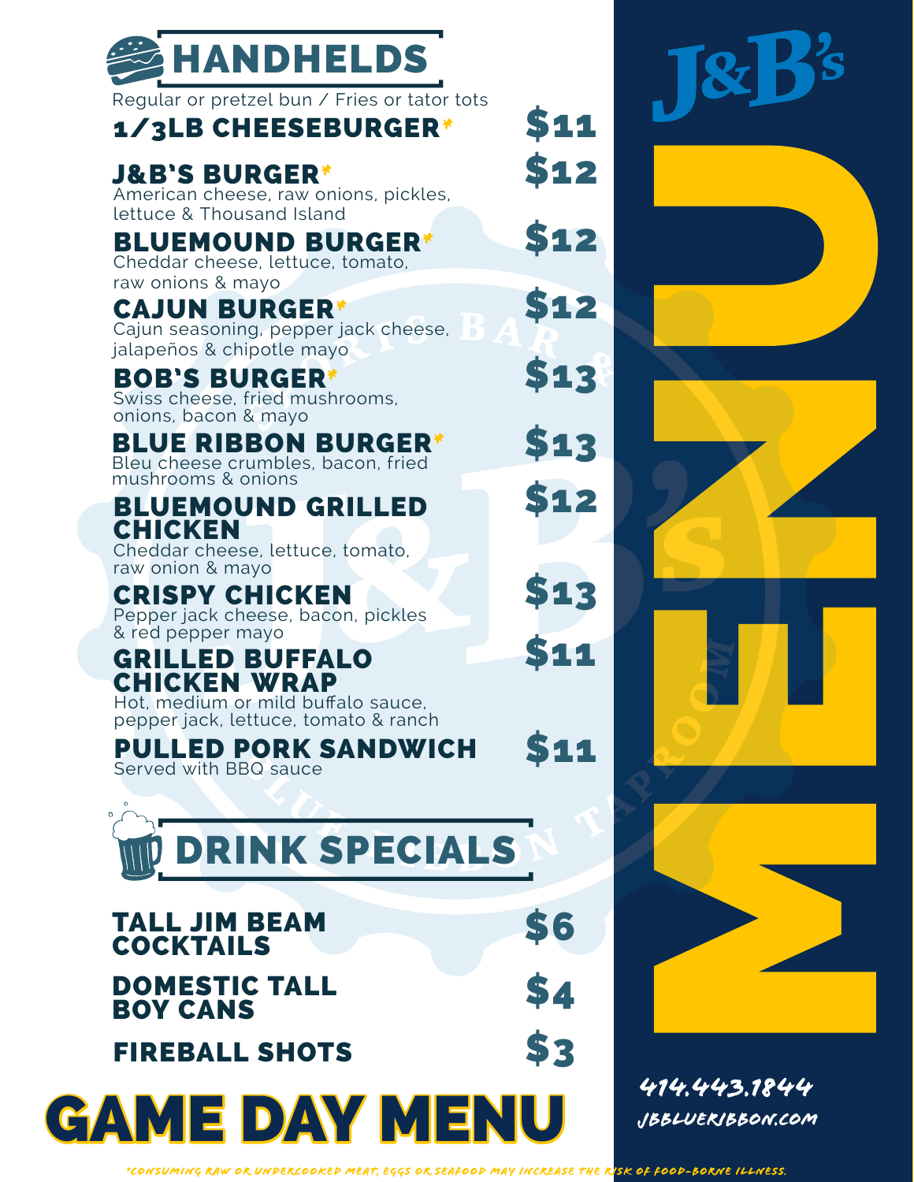# J&B's MENU

## HANDHELDS

Regular or pretzel bun / Fries or tator tots

**1/3LB CHEESEBURGER*** — $11

**J&B'S BURGER*** — $12
American cheese, raw onions, pickles, lettuce & Thousand Island

**BLUEMOUND BURGER*** — $12
Cheddar cheese, lettuce, tomato, raw onions & mayo

**CAJUN BURGER*** — $12
Cajun seasoning, pepper jack cheese, jalapeños & chipotle mayo

**BOB'S BURGER*** — $13
Swiss cheese, fried mushrooms, onions, bacon & mayo

**BLUE RIBBON BURGER*** — $13
Bleu cheese crumbles, bacon, fried mushrooms & onions

**BLUEMOUND GRILLED CHICKEN** — $12
Cheddar cheese, lettuce, tomato, raw onion & mayo

**CRISPY CHICKEN** — $13
Pepper jack cheese, bacon, pickles & red pepper mayo

**GRILLED BUFFALO CHICKEN WRAP** — $11
Hot, medium or mild buffalo sauce, pepper jack, lettuce, tomato & ranch

**PULLED PORK SANDWICH** — $11
Served with BBQ sauce

## DRINK SPECIALS

**TALL JIM BEAM COCKTAILS** — $6

**DOMESTIC TALL BOY CANS** — $4

**FIREBALL SHOTS** — $3

# GAME DAY MENU

414.443.1844

JBBLUERIBBON.COM

*CONSUMING RAW OR UNDERCOOKED MEAT, EGGS OR SEAFOOD MAY INCREASE THE RISK OF FOOD-BORNE ILLNESS.